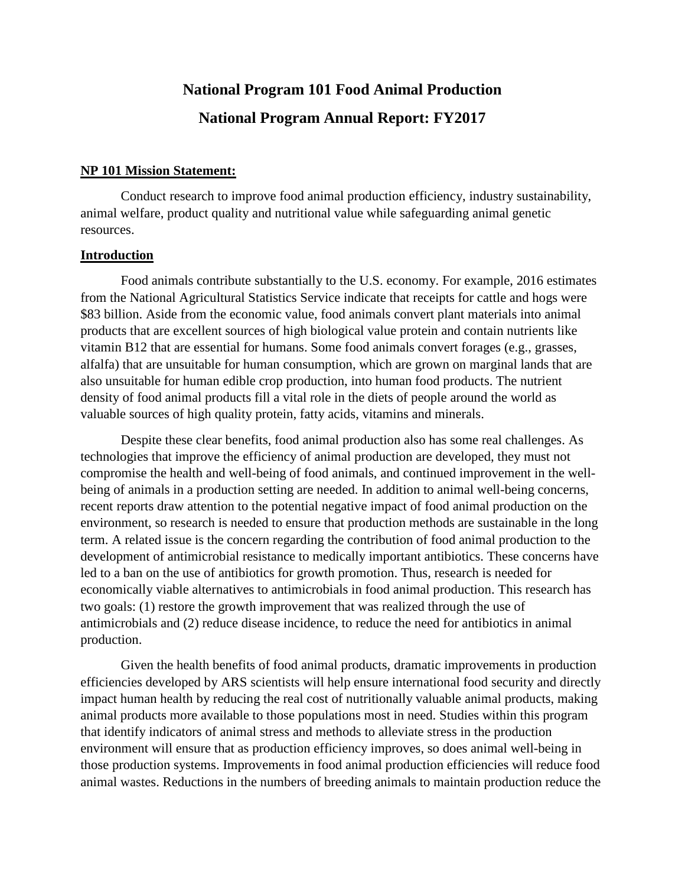# National Program 101 Food Animal Production

# National Program Annual Report: FY2017

**NP 101 Mission Statement:**

Conduct research to improve food animal production efficiency, industry sustainability, animal welfare, product quality and nutritional value while safeguarding animal genetic resources.

**Introduction**

Food animals contribute substantially to the U.S. economy. For example, 2016 estimates from the National Agricultural Statistics Service indicate that receipts for cattle and hogs were $83 billion. Aside from the economic value, food animals convert plant materials into animal products that are excellent sources of high biological value protein and contain nutrients like vitamin B12 that are essential for humans. Some food animals convert forages (e.g., grasses, alfalfa) that are unsuitable for human consumption, which are grown on marginal lands that are also unsuitable for human edible crop production, into human food products. The nutrient density of food animal products fill a vital role in the diets of people around the world as valuable sources of high quality protein, fatty acids, vitamins and minerals.

Despite these clear benefits, food animal production also has some real challenges. As technologies that improve the efficiency of animal production are developed, they must not compromise the health and well-being of food animals, and continued improvement in the well-being of animals in a production setting are needed. In addition to animal well-being concerns, recent reports draw attention to the potential negative impact of food animal production on the environment, so research is needed to ensure that production methods are sustainable in the long term. A related issue is the concern regarding the contribution of food animal production to the development of antimicrobial resistance to medically important antibiotics. These concerns have led to a ban on the use of antibiotics for growth promotion. Thus, research is needed for economically viable alternatives to antimicrobials in food animal production. This research has two goals: (1) restore the growth improvement that was realized through the use of antimicrobials and (2) reduce disease incidence, to reduce the need for antibiotics in animal production.

Given the health benefits of food animal products, dramatic improvements in production efficiencies developed by ARS scientists will help ensure international food security and directly impact human health by reducing the real cost of nutritionally valuable animal products, making animal products more available to those populations most in need. Studies within this program that identify indicators of animal stress and methods to alleviate stress in the production environment will ensure that as production efficiency improves, so does animal well-being in those production systems. Improvements in food animal production efficiencies will reduce food animal wastes. Reductions in the numbers of breeding animals to maintain production reduce the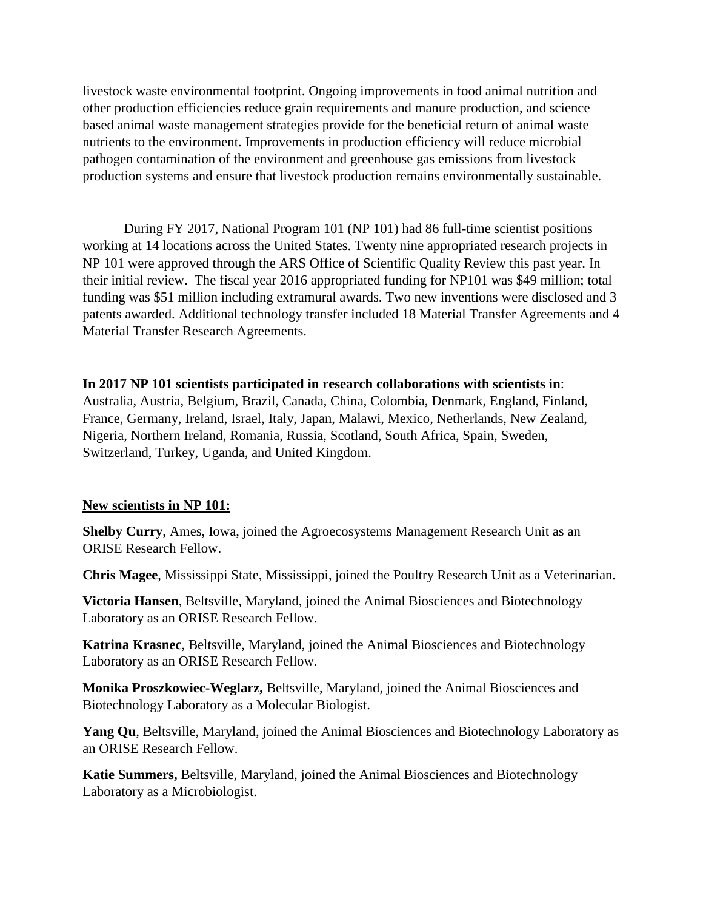livestock waste environmental footprint. Ongoing improvements in food animal nutrition and other production efficiencies reduce grain requirements and manure production, and science based animal waste management strategies provide for the beneficial return of animal waste nutrients to the environment. Improvements in production efficiency will reduce microbial pathogen contamination of the environment and greenhouse gas emissions from livestock production systems and ensure that livestock production remains environmentally sustainable.

During FY 2017, National Program 101 (NP 101) had 86 full-time scientist positions working at 14 locations across the United States. Twenty nine appropriated research projects in NP 101 were approved through the ARS Office of Scientific Quality Review this past year. In their initial review. The fiscal year 2016 appropriated funding for NP101 was $49 million; total funding was $51 million including extramural awards. Two new inventions were disclosed and 3 patents awarded. Additional technology transfer included 18 Material Transfer Agreements and 4 Material Transfer Research Agreements.

**In 2017 NP 101 scientists participated in research collaborations with scientists in**: Australia, Austria, Belgium, Brazil, Canada, China, Colombia, Denmark, England, Finland, France, Germany, Ireland, Israel, Italy, Japan, Malawi, Mexico, Netherlands, New Zealand, Nigeria, Northern Ireland, Romania, Russia, Scotland, South Africa, Spain, Sweden, Switzerland, Turkey, Uganda, and United Kingdom.

**New scientists in NP 101:**

**Shelby Curry**, Ames, Iowa, joined the Agroecosystems Management Research Unit as an ORISE Research Fellow.

**Chris Magee**, Mississippi State, Mississippi, joined the Poultry Research Unit as a Veterinarian.

**Victoria Hansen**, Beltsville, Maryland, joined the Animal Biosciences and Biotechnology Laboratory as an ORISE Research Fellow.

**Katrina Krasnec**, Beltsville, Maryland, joined the Animal Biosciences and Biotechnology Laboratory as an ORISE Research Fellow.

**Monika Proszkowiec-Weglarz,** Beltsville, Maryland, joined the Animal Biosciences and Biotechnology Laboratory as a Molecular Biologist.

**Yang Qu**, Beltsville, Maryland, joined the Animal Biosciences and Biotechnology Laboratory as an ORISE Research Fellow.

**Katie Summers,** Beltsville, Maryland, joined the Animal Biosciences and Biotechnology Laboratory as a Microbiologist.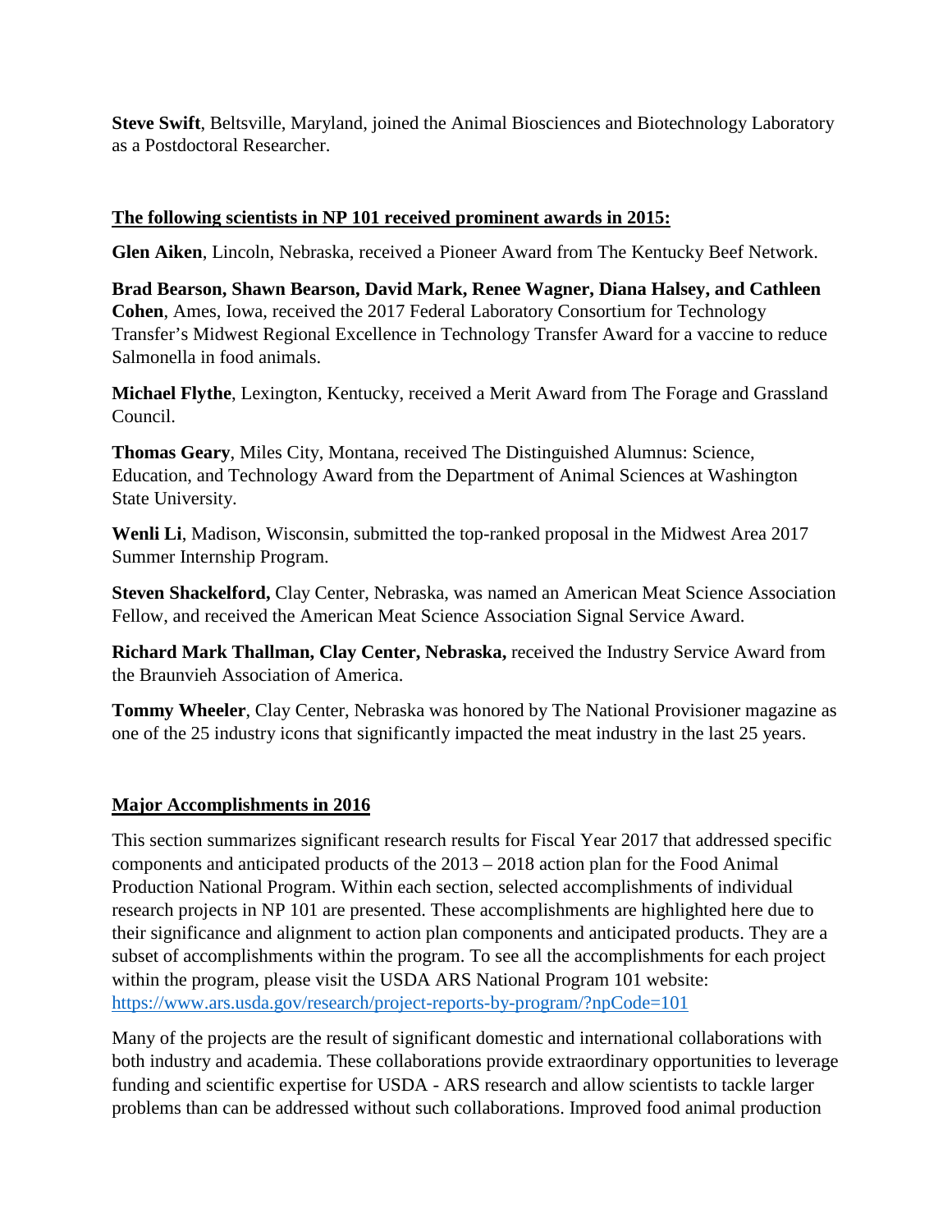**Steve Swift**, Beltsville, Maryland, joined the Animal Biosciences and Biotechnology Laboratory as a Postdoctoral Researcher.

**The following scientists in NP 101 received prominent awards in 2015:**

**Glen Aiken**, Lincoln, Nebraska, received a Pioneer Award from The Kentucky Beef Network.

**Brad Bearson, Shawn Bearson, David Mark, Renee Wagner, Diana Halsey, and Cathleen Cohen**, Ames, Iowa, received the 2017 Federal Laboratory Consortium for Technology Transfer's Midwest Regional Excellence in Technology Transfer Award for a vaccine to reduce Salmonella in food animals.

**Michael Flythe**, Lexington, Kentucky, received a Merit Award from The Forage and Grassland Council.

**Thomas Geary**, Miles City, Montana, received The Distinguished Alumnus: Science, Education, and Technology Award from the Department of Animal Sciences at Washington State University.

**Wenli Li**, Madison, Wisconsin, submitted the top-ranked proposal in the Midwest Area 2017 Summer Internship Program.

**Steven Shackelford,** Clay Center, Nebraska, was named an American Meat Science Association Fellow, and received the American Meat Science Association Signal Service Award.

**Richard Mark Thallman, Clay Center, Nebraska,** received the Industry Service Award from the Braunvieh Association of America.

**Tommy Wheeler**, Clay Center, Nebraska was honored by The National Provisioner magazine as one of the 25 industry icons that significantly impacted the meat industry in the last 25 years.

**Major Accomplishments in 2016**

This section summarizes significant research results for Fiscal Year 2017 that addressed specific components and anticipated products of the 2013 – 2018 action plan for the Food Animal Production National Program. Within each section, selected accomplishments of individual research projects in NP 101 are presented. These accomplishments are highlighted here due to their significance and alignment to action plan components and anticipated products. They are a subset of accomplishments within the program. To see all the accomplishments for each project within the program, please visit the USDA ARS National Program 101 website: https://www.ars.usda.gov/research/project-reports-by-program/?npCode=101

Many of the projects are the result of significant domestic and international collaborations with both industry and academia. These collaborations provide extraordinary opportunities to leverage funding and scientific expertise for USDA - ARS research and allow scientists to tackle larger problems than can be addressed without such collaborations. Improved food animal production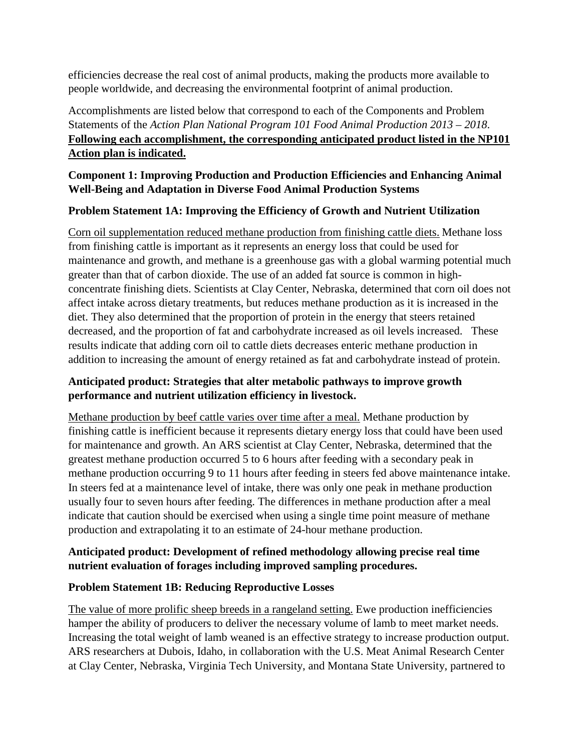efficiencies decrease the real cost of animal products, making the products more available to people worldwide, and decreasing the environmental footprint of animal production.

Accomplishments are listed below that correspond to each of the Components and Problem Statements of the *Action Plan National Program 101 Food Animal Production 2013 – 2018*. **Following each accomplishment, the corresponding anticipated product listed in the NP101 Action plan is indicated.**

**Component 1: Improving Production and Production Efficiencies and Enhancing Animal Well-Being and Adaptation in Diverse Food Animal Production Systems**

**Problem Statement 1A: Improving the Efficiency of Growth and Nutrient Utilization**

Corn oil supplementation reduced methane production from finishing cattle diets. Methane loss from finishing cattle is important as it represents an energy loss that could be used for maintenance and growth, and methane is a greenhouse gas with a global warming potential much greater than that of carbon dioxide. The use of an added fat source is common in high-concentrate finishing diets. Scientists at Clay Center, Nebraska, determined that corn oil does not affect intake across dietary treatments, but reduces methane production as it is increased in the diet. They also determined that the proportion of protein in the energy that steers retained decreased, and the proportion of fat and carbohydrate increased as oil levels increased. These results indicate that adding corn oil to cattle diets decreases enteric methane production in addition to increasing the amount of energy retained as fat and carbohydrate instead of protein.

**Anticipated product: Strategies that alter metabolic pathways to improve growth performance and nutrient utilization efficiency in livestock.**

Methane production by beef cattle varies over time after a meal. Methane production by finishing cattle is inefficient because it represents dietary energy loss that could have been used for maintenance and growth. An ARS scientist at Clay Center, Nebraska, determined that the greatest methane production occurred 5 to 6 hours after feeding with a secondary peak in methane production occurring 9 to 11 hours after feeding in steers fed above maintenance intake. In steers fed at a maintenance level of intake, there was only one peak in methane production usually four to seven hours after feeding. The differences in methane production after a meal indicate that caution should be exercised when using a single time point measure of methane production and extrapolating it to an estimate of 24-hour methane production.

**Anticipated product: Development of refined methodology allowing precise real time nutrient evaluation of forages including improved sampling procedures.**

**Problem Statement 1B: Reducing Reproductive Losses**

The value of more prolific sheep breeds in a rangeland setting. Ewe production inefficiencies hamper the ability of producers to deliver the necessary volume of lamb to meet market needs. Increasing the total weight of lamb weaned is an effective strategy to increase production output. ARS researchers at Dubois, Idaho, in collaboration with the U.S. Meat Animal Research Center at Clay Center, Nebraska, Virginia Tech University, and Montana State University, partnered to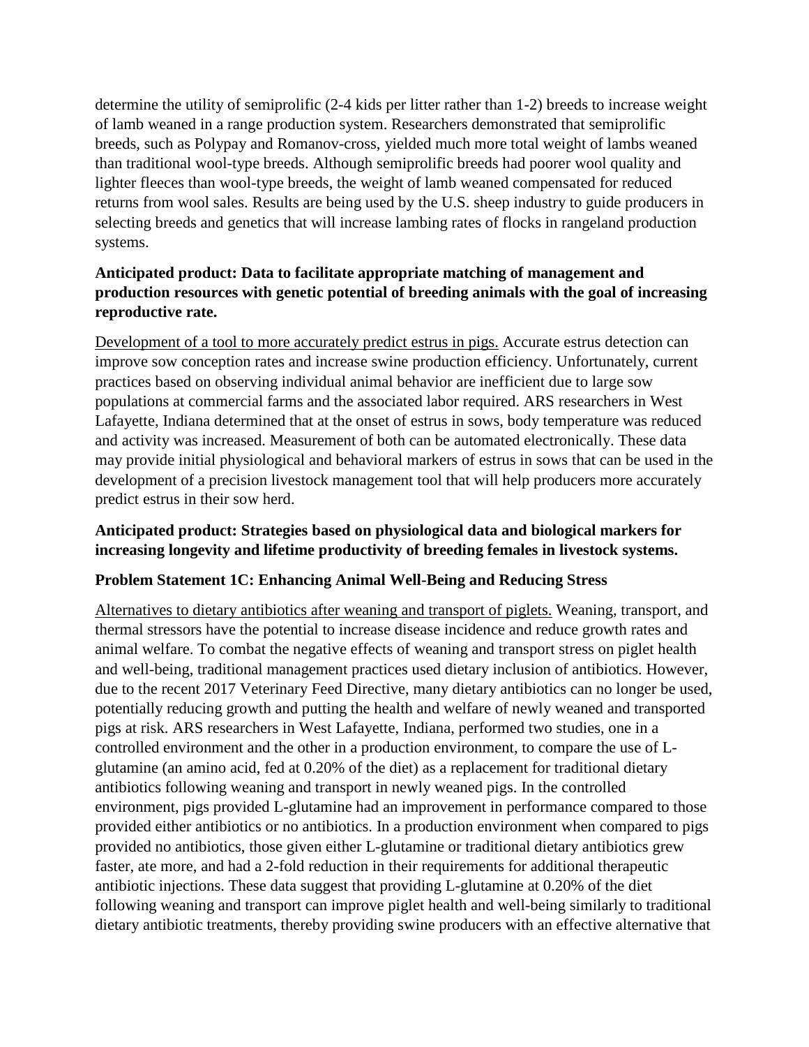determine the utility of semiprolific (2-4 kids per litter rather than 1-2) breeds to increase weight of lamb weaned in a range production system. Researchers demonstrated that semiprolific breeds, such as Polypay and Romanov-cross, yielded much more total weight of lambs weaned than traditional wool-type breeds. Although semiprolific breeds had poorer wool quality and lighter fleeces than wool-type breeds, the weight of lamb weaned compensated for reduced returns from wool sales. Results are being used by the U.S. sheep industry to guide producers in selecting breeds and genetics that will increase lambing rates of flocks in rangeland production systems.

**Anticipated product: Data to facilitate appropriate matching of management and production resources with genetic potential of breeding animals with the goal of increasing reproductive rate.**

Development of a tool to more accurately predict estrus in pigs. Accurate estrus detection can improve sow conception rates and increase swine production efficiency. Unfortunately, current practices based on observing individual animal behavior are inefficient due to large sow populations at commercial farms and the associated labor required. ARS researchers in West Lafayette, Indiana determined that at the onset of estrus in sows, body temperature was reduced and activity was increased. Measurement of both can be automated electronically. These data may provide initial physiological and behavioral markers of estrus in sows that can be used in the development of a precision livestock management tool that will help producers more accurately predict estrus in their sow herd.

**Anticipated product: Strategies based on physiological data and biological markers for increasing longevity and lifetime productivity of breeding females in livestock systems.**

**Problem Statement 1C: Enhancing Animal Well-Being and Reducing Stress**

Alternatives to dietary antibiotics after weaning and transport of piglets. Weaning, transport, and thermal stressors have the potential to increase disease incidence and reduce growth rates and animal welfare. To combat the negative effects of weaning and transport stress on piglet health and well-being, traditional management practices used dietary inclusion of antibiotics. However, due to the recent 2017 Veterinary Feed Directive, many dietary antibiotics can no longer be used, potentially reducing growth and putting the health and welfare of newly weaned and transported pigs at risk. ARS researchers in West Lafayette, Indiana, performed two studies, one in a controlled environment and the other in a production environment, to compare the use of L-glutamine (an amino acid, fed at 0.20% of the diet) as a replacement for traditional dietary antibiotics following weaning and transport in newly weaned pigs. In the controlled environment, pigs provided L-glutamine had an improvement in performance compared to those provided either antibiotics or no antibiotics. In a production environment when compared to pigs provided no antibiotics, those given either L-glutamine or traditional dietary antibiotics grew faster, ate more, and had a 2-fold reduction in their requirements for additional therapeutic antibiotic injections. These data suggest that providing L-glutamine at 0.20% of the diet following weaning and transport can improve piglet health and well-being similarly to traditional dietary antibiotic treatments, thereby providing swine producers with an effective alternative that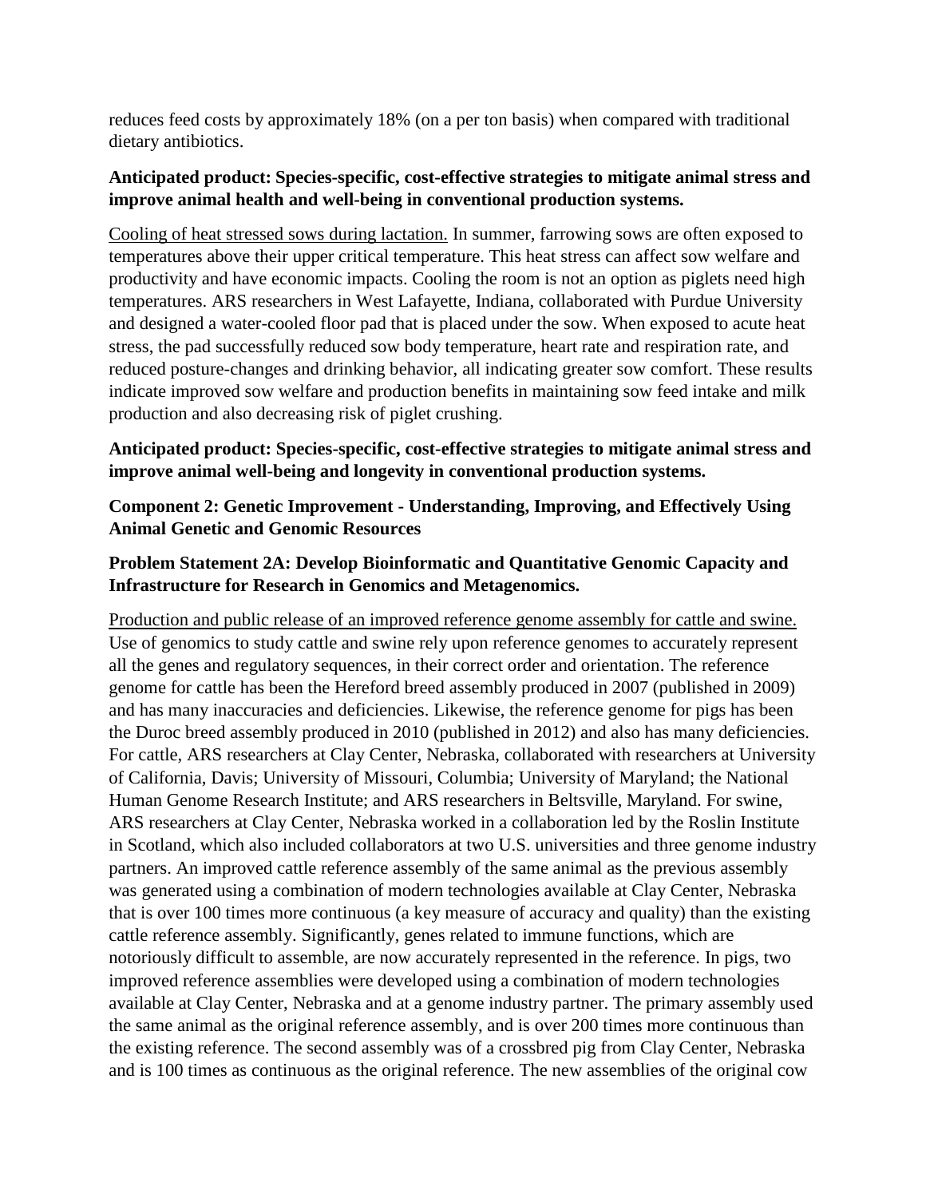reduces feed costs by approximately 18% (on a per ton basis) when compared with traditional dietary antibiotics.

**Anticipated product: Species-specific, cost-effective strategies to mitigate animal stress and improve animal health and well-being in conventional production systems.**

Cooling of heat stressed sows during lactation. In summer, farrowing sows are often exposed to temperatures above their upper critical temperature. This heat stress can affect sow welfare and productivity and have economic impacts. Cooling the room is not an option as piglets need high temperatures. ARS researchers in West Lafayette, Indiana, collaborated with Purdue University and designed a water-cooled floor pad that is placed under the sow. When exposed to acute heat stress, the pad successfully reduced sow body temperature, heart rate and respiration rate, and reduced posture-changes and drinking behavior, all indicating greater sow comfort. These results indicate improved sow welfare and production benefits in maintaining sow feed intake and milk production and also decreasing risk of piglet crushing.

**Anticipated product: Species-specific, cost-effective strategies to mitigate animal stress and improve animal well-being and longevity in conventional production systems.**

**Component 2: Genetic Improvement - Understanding, Improving, and Effectively Using Animal Genetic and Genomic Resources**

**Problem Statement 2A: Develop Bioinformatic and Quantitative Genomic Capacity and Infrastructure for Research in Genomics and Metagenomics.**

Production and public release of an improved reference genome assembly for cattle and swine. Use of genomics to study cattle and swine rely upon reference genomes to accurately represent all the genes and regulatory sequences, in their correct order and orientation. The reference genome for cattle has been the Hereford breed assembly produced in 2007 (published in 2009) and has many inaccuracies and deficiencies. Likewise, the reference genome for pigs has been the Duroc breed assembly produced in 2010 (published in 2012) and also has many deficiencies. For cattle, ARS researchers at Clay Center, Nebraska, collaborated with researchers at University of California, Davis; University of Missouri, Columbia; University of Maryland; the National Human Genome Research Institute; and ARS researchers in Beltsville, Maryland. For swine, ARS researchers at Clay Center, Nebraska worked in a collaboration led by the Roslin Institute in Scotland, which also included collaborators at two U.S. universities and three genome industry partners. An improved cattle reference assembly of the same animal as the previous assembly was generated using a combination of modern technologies available at Clay Center, Nebraska that is over 100 times more continuous (a key measure of accuracy and quality) than the existing cattle reference assembly. Significantly, genes related to immune functions, which are notoriously difficult to assemble, are now accurately represented in the reference. In pigs, two improved reference assemblies were developed using a combination of modern technologies available at Clay Center, Nebraska and at a genome industry partner. The primary assembly used the same animal as the original reference assembly, and is over 200 times more continuous than the existing reference. The second assembly was of a crossbred pig from Clay Center, Nebraska and is 100 times as continuous as the original reference. The new assemblies of the original cow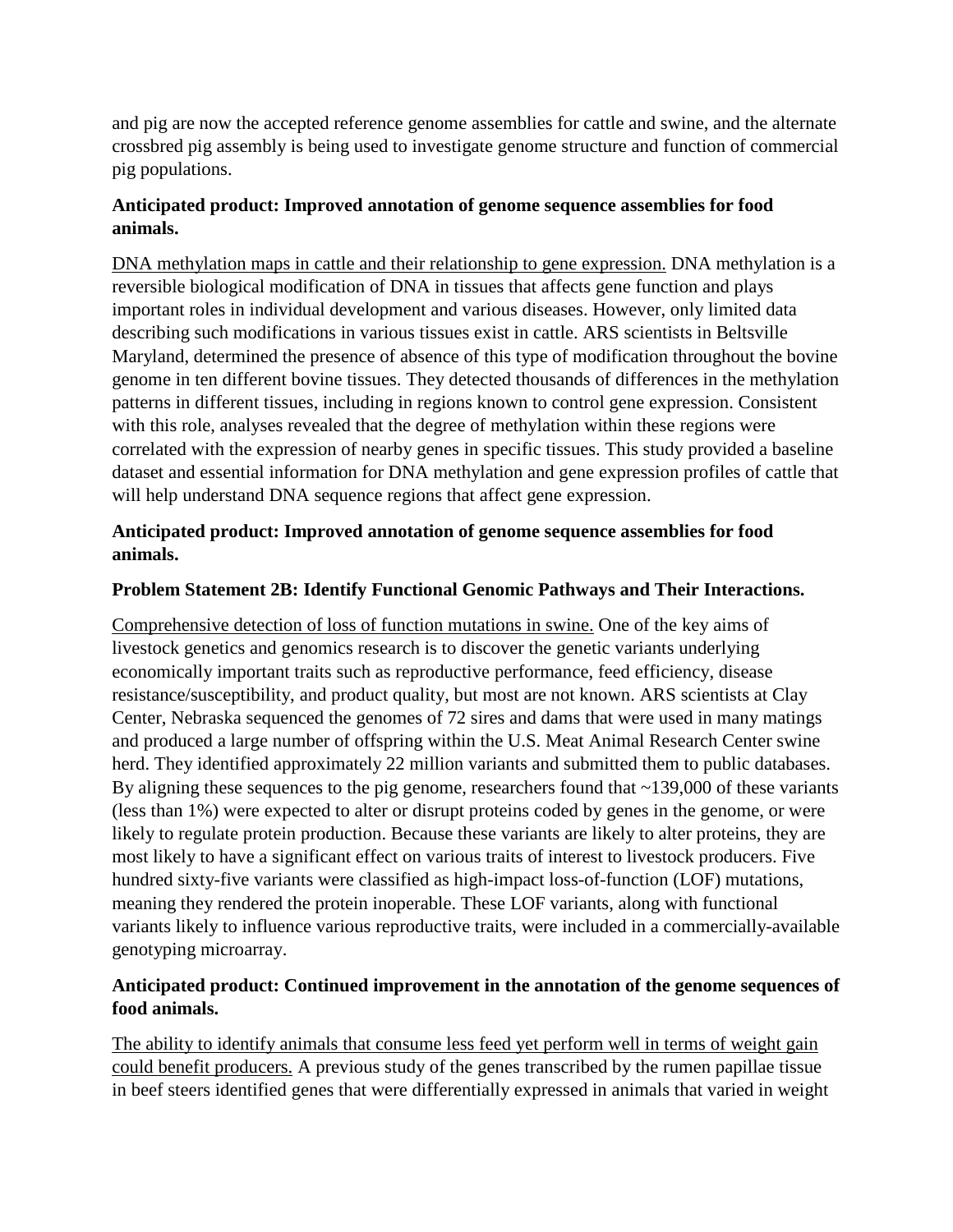and pig are now the accepted reference genome assemblies for cattle and swine, and the alternate crossbred pig assembly is being used to investigate genome structure and function of commercial pig populations.

**Anticipated product: Improved annotation of genome sequence assemblies for food animals.**

DNA methylation maps in cattle and their relationship to gene expression. DNA methylation is a reversible biological modification of DNA in tissues that affects gene function and plays important roles in individual development and various diseases. However, only limited data describing such modifications in various tissues exist in cattle. ARS scientists in Beltsville Maryland, determined the presence of absence of this type of modification throughout the bovine genome in ten different bovine tissues. They detected thousands of differences in the methylation patterns in different tissues, including in regions known to control gene expression. Consistent with this role, analyses revealed that the degree of methylation within these regions were correlated with the expression of nearby genes in specific tissues. This study provided a baseline dataset and essential information for DNA methylation and gene expression profiles of cattle that will help understand DNA sequence regions that affect gene expression.

**Anticipated product: Improved annotation of genome sequence assemblies for food animals.**

**Problem Statement 2B: Identify Functional Genomic Pathways and Their Interactions.**

Comprehensive detection of loss of function mutations in swine. One of the key aims of livestock genetics and genomics research is to discover the genetic variants underlying economically important traits such as reproductive performance, feed efficiency, disease resistance/susceptibility, and product quality, but most are not known. ARS scientists at Clay Center, Nebraska sequenced the genomes of 72 sires and dams that were used in many matings and produced a large number of offspring within the U.S. Meat Animal Research Center swine herd. They identified approximately 22 million variants and submitted them to public databases. By aligning these sequences to the pig genome, researchers found that ~139,000 of these variants (less than 1%) were expected to alter or disrupt proteins coded by genes in the genome, or were likely to regulate protein production. Because these variants are likely to alter proteins, they are most likely to have a significant effect on various traits of interest to livestock producers. Five hundred sixty-five variants were classified as high-impact loss-of-function (LOF) mutations, meaning they rendered the protein inoperable. These LOF variants, along with functional variants likely to influence various reproductive traits, were included in a commercially-available genotyping microarray.

**Anticipated product: Continued improvement in the annotation of the genome sequences of food animals.**

The ability to identify animals that consume less feed yet perform well in terms of weight gain could benefit producers. A previous study of the genes transcribed by the rumen papillae tissue in beef steers identified genes that were differentially expressed in animals that varied in weight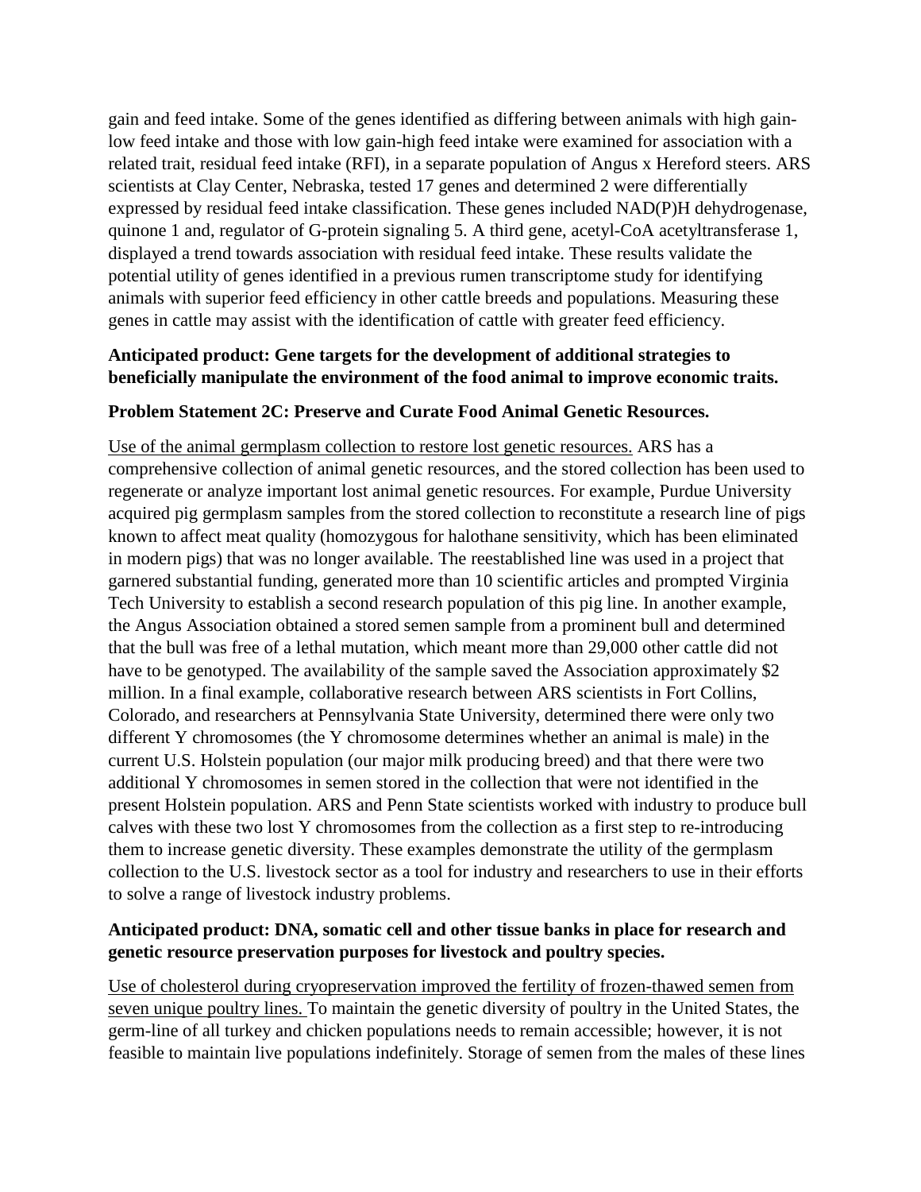gain and feed intake. Some of the genes identified as differing between animals with high gain-low feed intake and those with low gain-high feed intake were examined for association with a related trait, residual feed intake (RFI), in a separate population of Angus x Hereford steers. ARS scientists at Clay Center, Nebraska, tested 17 genes and determined 2 were differentially expressed by residual feed intake classification. These genes included NAD(P)H dehydrogenase, quinone 1 and, regulator of G-protein signaling 5. A third gene, acetyl-CoA acetyltransferase 1, displayed a trend towards association with residual feed intake. These results validate the potential utility of genes identified in a previous rumen transcriptome study for identifying animals with superior feed efficiency in other cattle breeds and populations. Measuring these genes in cattle may assist with the identification of cattle with greater feed efficiency.

**Anticipated product: Gene targets for the development of additional strategies to beneficially manipulate the environment of the food animal to improve economic traits.**

**Problem Statement 2C: Preserve and Curate Food Animal Genetic Resources.**

<u>Use of the animal germplasm collection to restore lost genetic resources.</u> ARS has a comprehensive collection of animal genetic resources, and the stored collection has been used to regenerate or analyze important lost animal genetic resources. For example, Purdue University acquired pig germplasm samples from the stored collection to reconstitute a research line of pigs known to affect meat quality (homozygous for halothane sensitivity, which has been eliminated in modern pigs) that was no longer available. The reestablished line was used in a project that garnered substantial funding, generated more than 10 scientific articles and prompted Virginia Tech University to establish a second research population of this pig line. In another example, the Angus Association obtained a stored semen sample from a prominent bull and determined that the bull was free of a lethal mutation, which meant more than 29,000 other cattle did not have to be genotyped. The availability of the sample saved the Association approximately $2 million. In a final example, collaborative research between ARS scientists in Fort Collins, Colorado, and researchers at Pennsylvania State University, determined there were only two different Y chromosomes (the Y chromosome determines whether an animal is male) in the current U.S. Holstein population (our major milk producing breed) and that there were two additional Y chromosomes in semen stored in the collection that were not identified in the present Holstein population. ARS and Penn State scientists worked with industry to produce bull calves with these two lost Y chromosomes from the collection as a first step to re-introducing them to increase genetic diversity. These examples demonstrate the utility of the germplasm collection to the U.S. livestock sector as a tool for industry and researchers to use in their efforts to solve a range of livestock industry problems.

**Anticipated product: DNA, somatic cell and other tissue banks in place for research and genetic resource preservation purposes for livestock and poultry species.**

<u>Use of cholesterol during cryopreservation improved the fertility of frozen-thawed semen from seven unique poultry lines.</u> To maintain the genetic diversity of poultry in the United States, the germ-line of all turkey and chicken populations needs to remain accessible; however, it is not feasible to maintain live populations indefinitely. Storage of semen from the males of these lines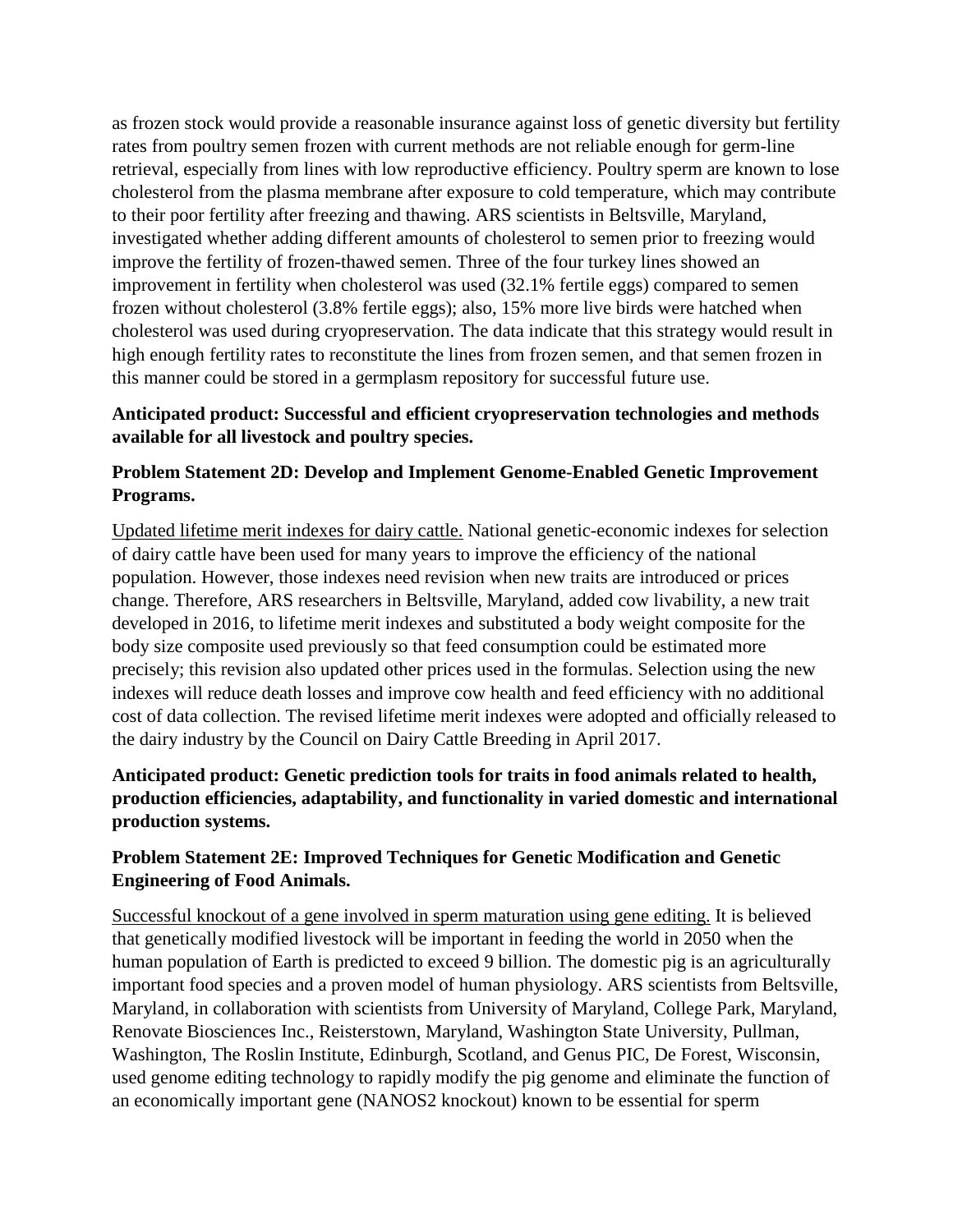as frozen stock would provide a reasonable insurance against loss of genetic diversity but fertility rates from poultry semen frozen with current methods are not reliable enough for germ-line retrieval, especially from lines with low reproductive efficiency. Poultry sperm are known to lose cholesterol from the plasma membrane after exposure to cold temperature, which may contribute to their poor fertility after freezing and thawing. ARS scientists in Beltsville, Maryland, investigated whether adding different amounts of cholesterol to semen prior to freezing would improve the fertility of frozen-thawed semen. Three of the four turkey lines showed an improvement in fertility when cholesterol was used (32.1% fertile eggs) compared to semen frozen without cholesterol (3.8% fertile eggs); also, 15% more live birds were hatched when cholesterol was used during cryopreservation. The data indicate that this strategy would result in high enough fertility rates to reconstitute the lines from frozen semen, and that semen frozen in this manner could be stored in a germplasm repository for successful future use.

**Anticipated product: Successful and efficient cryopreservation technologies and methods available for all livestock and poultry species.**

**Problem Statement 2D: Develop and Implement Genome-Enabled Genetic Improvement Programs.**

Updated lifetime merit indexes for dairy cattle. National genetic-economic indexes for selection of dairy cattle have been used for many years to improve the efficiency of the national population. However, those indexes need revision when new traits are introduced or prices change. Therefore, ARS researchers in Beltsville, Maryland, added cow livability, a new trait developed in 2016, to lifetime merit indexes and substituted a body weight composite for the body size composite used previously so that feed consumption could be estimated more precisely; this revision also updated other prices used in the formulas. Selection using the new indexes will reduce death losses and improve cow health and feed efficiency with no additional cost of data collection. The revised lifetime merit indexes were adopted and officially released to the dairy industry by the Council on Dairy Cattle Breeding in April 2017.

**Anticipated product: Genetic prediction tools for traits in food animals related to health, production efficiencies, adaptability, and functionality in varied domestic and international production systems.**

**Problem Statement 2E: Improved Techniques for Genetic Modification and Genetic Engineering of Food Animals.**

Successful knockout of a gene involved in sperm maturation using gene editing. It is believed that genetically modified livestock will be important in feeding the world in 2050 when the human population of Earth is predicted to exceed 9 billion. The domestic pig is an agriculturally important food species and a proven model of human physiology. ARS scientists from Beltsville, Maryland, in collaboration with scientists from University of Maryland, College Park, Maryland, Renovate Biosciences Inc., Reisterstown, Maryland, Washington State University, Pullman, Washington, The Roslin Institute, Edinburgh, Scotland, and Genus PIC, De Forest, Wisconsin, used genome editing technology to rapidly modify the pig genome and eliminate the function of an economically important gene (NANOS2 knockout) known to be essential for sperm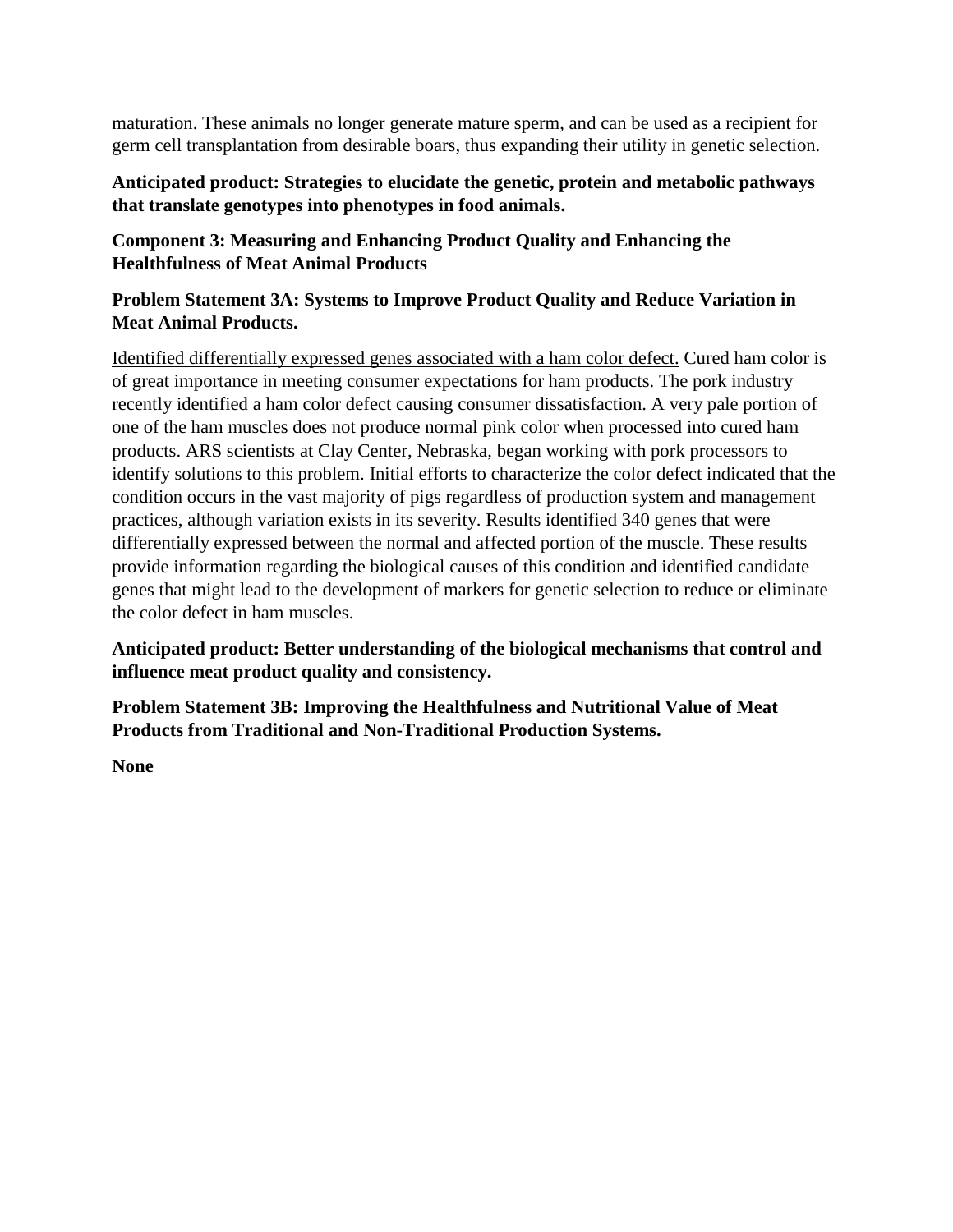maturation. These animals no longer generate mature sperm, and can be used as a recipient for germ cell transplantation from desirable boars, thus expanding their utility in genetic selection.

**Anticipated product: Strategies to elucidate the genetic, protein and metabolic pathways that translate genotypes into phenotypes in food animals.**

**Component 3: Measuring and Enhancing Product Quality and Enhancing the Healthfulness of Meat Animal Products**

**Problem Statement 3A: Systems to Improve Product Quality and Reduce Variation in Meat Animal Products.**

<u>Identified differentially expressed genes associated with a ham color defect.</u> Cured ham color is of great importance in meeting consumer expectations for ham products. The pork industry recently identified a ham color defect causing consumer dissatisfaction. A very pale portion of one of the ham muscles does not produce normal pink color when processed into cured ham products. ARS scientists at Clay Center, Nebraska, began working with pork processors to identify solutions to this problem. Initial efforts to characterize the color defect indicated that the condition occurs in the vast majority of pigs regardless of production system and management practices, although variation exists in its severity. Results identified 340 genes that were differentially expressed between the normal and affected portion of the muscle. These results provide information regarding the biological causes of this condition and identified candidate genes that might lead to the development of markers for genetic selection to reduce or eliminate the color defect in ham muscles.

**Anticipated product: Better understanding of the biological mechanisms that control and influence meat product quality and consistency.**

**Problem Statement 3B: Improving the Healthfulness and Nutritional Value of Meat Products from Traditional and Non-Traditional Production Systems.**

**None**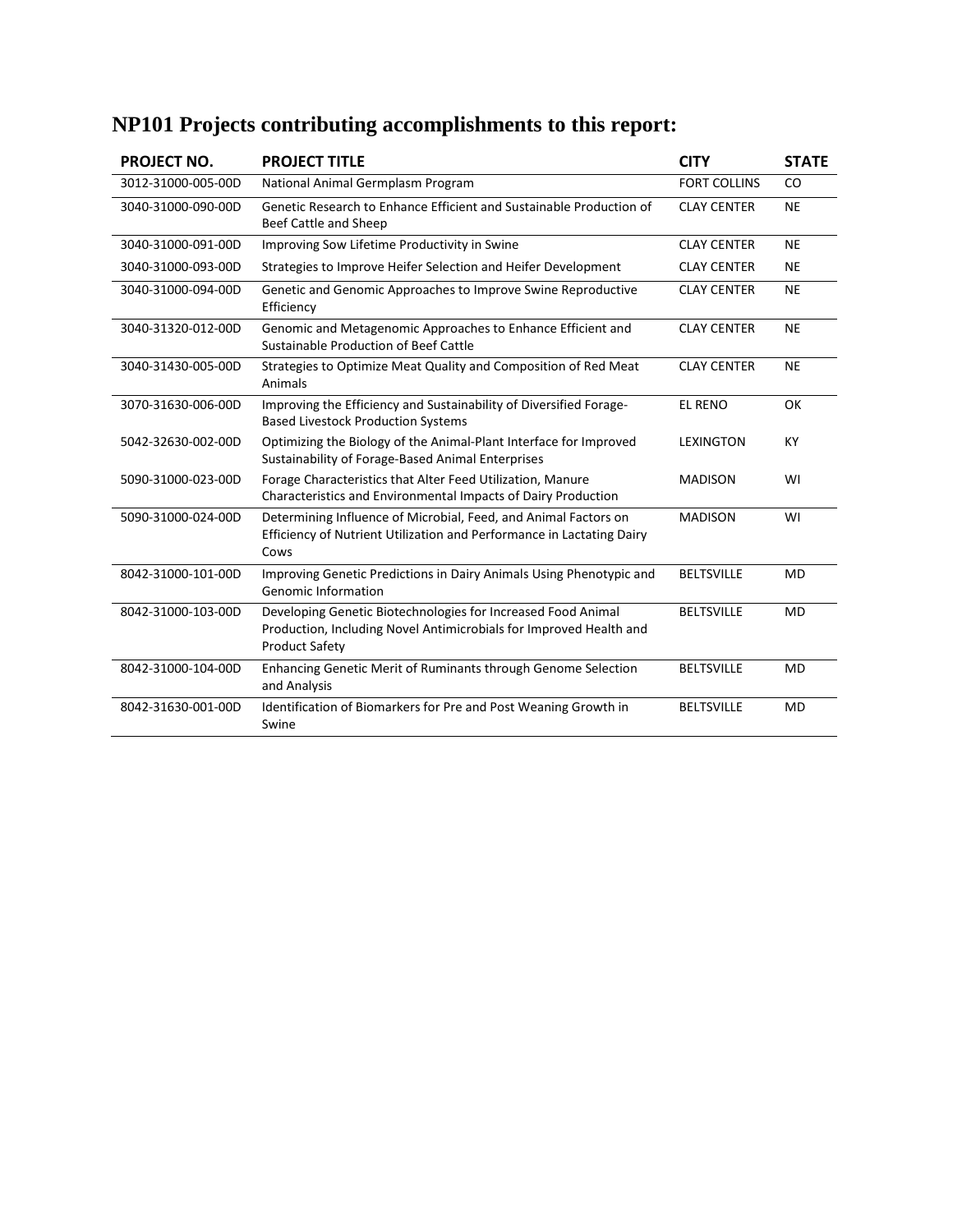# NP101 Projects contributing accomplishments to this report:

| PROJECT NO. | PROJECT TITLE | CITY | STATE |
|---|---|---|---|
| 3012-31000-005-00D | National Animal Germplasm Program | FORT COLLINS | CO |
| 3040-31000-090-00D | Genetic Research to Enhance Efficient and Sustainable Production of Beef Cattle and Sheep | CLAY CENTER | NE |
| 3040-31000-091-00D | Improving Sow Lifetime Productivity in Swine | CLAY CENTER | NE |
| 3040-31000-093-00D | Strategies to Improve Heifer Selection and Heifer Development | CLAY CENTER | NE |
| 3040-31000-094-00D | Genetic and Genomic Approaches to Improve Swine Reproductive Efficiency | CLAY CENTER | NE |
| 3040-31320-012-00D | Genomic and Metagenomic Approaches to Enhance Efficient and Sustainable Production of Beef Cattle | CLAY CENTER | NE |
| 3040-31430-005-00D | Strategies to Optimize Meat Quality and Composition of Red Meat Animals | CLAY CENTER | NE |
| 3070-31630-006-00D | Improving the Efficiency and Sustainability of Diversified Forage-Based Livestock Production Systems | EL RENO | OK |
| 5042-32630-002-00D | Optimizing the Biology of the Animal-Plant Interface for Improved Sustainability of Forage-Based Animal Enterprises | LEXINGTON | KY |
| 5090-31000-023-00D | Forage Characteristics that Alter Feed Utilization, Manure Characteristics and Environmental Impacts of Dairy Production | MADISON | WI |
| 5090-31000-024-00D | Determining Influence of Microbial, Feed, and Animal Factors on Efficiency of Nutrient Utilization and Performance in Lactating Dairy Cows | MADISON | WI |
| 8042-31000-101-00D | Improving Genetic Predictions in Dairy Animals Using Phenotypic and Genomic Information | BELTSVILLE | MD |
| 8042-31000-103-00D | Developing Genetic Biotechnologies for Increased Food Animal Production, Including Novel Antimicrobials for Improved Health and Product Safety | BELTSVILLE | MD |
| 8042-31000-104-00D | Enhancing Genetic Merit of Ruminants through Genome Selection and Analysis | BELTSVILLE | MD |
| 8042-31630-001-00D | Identification of Biomarkers for Pre and Post Weaning Growth in Swine | BELTSVILLE | MD |